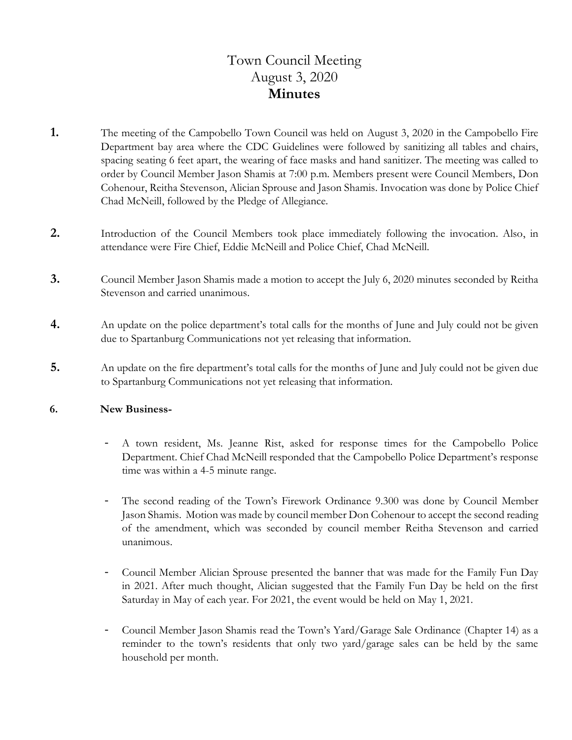# Town Council Meeting
# August 3, 2020
# **Minutes**

**1.** The meeting of the Campobello Town Council was held on August 3, 2020 in the Campobello Fire Department bay area where the CDC Guidelines were followed by sanitizing all tables and chairs, spacing seating 6 feet apart, the wearing of face masks and hand sanitizer. The meeting was called to order by Council Member Jason Shamis at 7:00 p.m. Members present were Council Members, Don Cohenour, Reitha Stevenson, Alician Sprouse and Jason Shamis. Invocation was done by Police Chief Chad McNeill, followed by the Pledge of Allegiance.

**2.** Introduction of the Council Members took place immediately following the invocation. Also, in attendance were Fire Chief, Eddie McNeill and Police Chief, Chad McNeill.

**3.** Council Member Jason Shamis made a motion to accept the July 6, 2020 minutes seconded by Reitha Stevenson and carried unanimous.

**4.** An update on the police department's total calls for the months of June and July could not be given due to Spartanburg Communications not yet releasing that information.

**5.** An update on the fire department's total calls for the months of June and July could not be given due to Spartanburg Communications not yet releasing that information.

**6. New Business-**

- A town resident, Ms. Jeanne Rist, asked for response times for the Campobello Police Department. Chief Chad McNeill responded that the Campobello Police Department's response time was within a 4-5 minute range.

- The second reading of the Town's Firework Ordinance 9.300 was done by Council Member Jason Shamis. Motion was made by council member Don Cohenour to accept the second reading of the amendment, which was seconded by council member Reitha Stevenson and carried unanimous.

- Council Member Alician Sprouse presented the banner that was made for the Family Fun Day in 2021. After much thought, Alician suggested that the Family Fun Day be held on the first Saturday in May of each year. For 2021, the event would be held on May 1, 2021.

- Council Member Jason Shamis read the Town's Yard/Garage Sale Ordinance (Chapter 14) as a reminder to the town's residents that only two yard/garage sales can be held by the same household per month.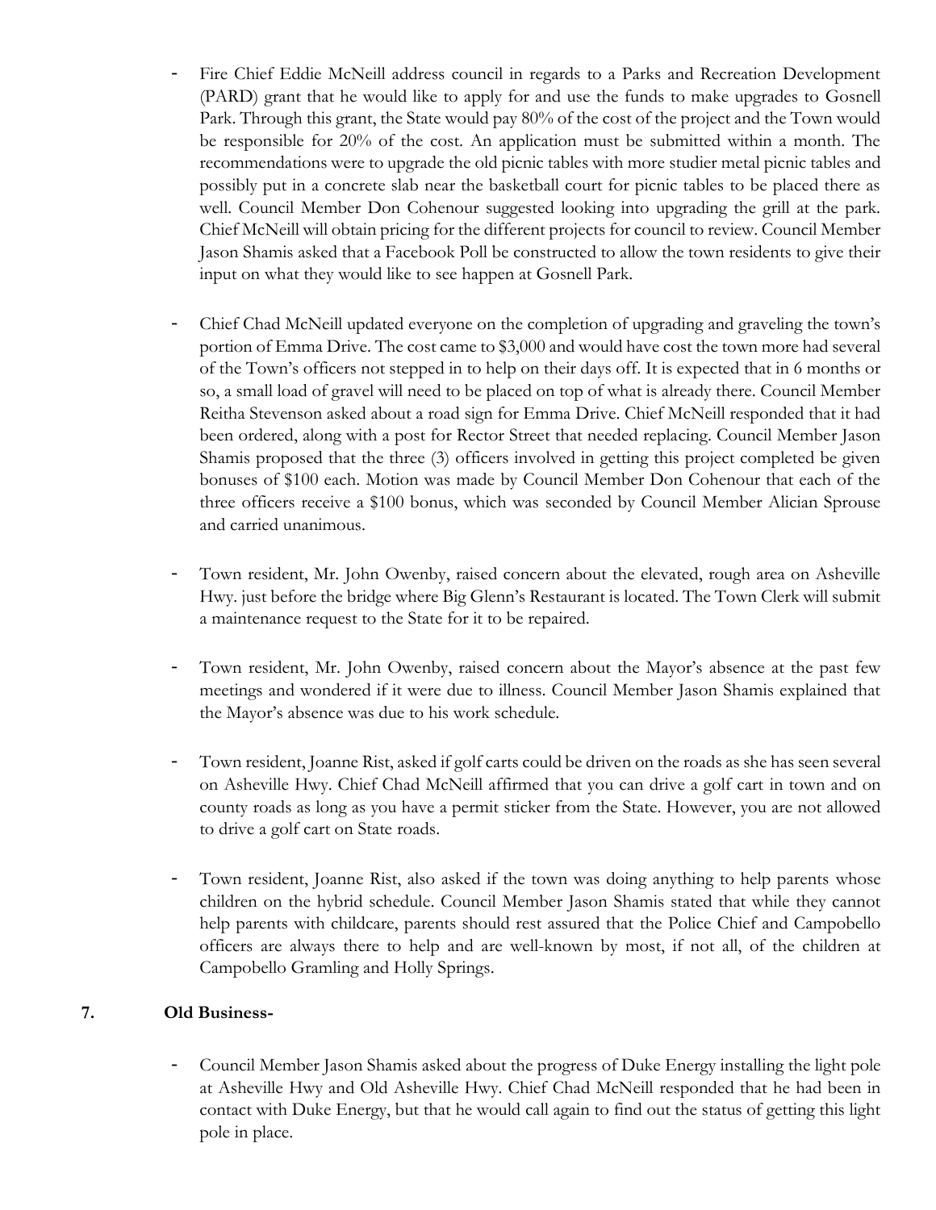- Fire Chief Eddie McNeill address council in regards to a Parks and Recreation Development (PARD) grant that he would like to apply for and use the funds to make upgrades to Gosnell Park. Through this grant, the State would pay 80% of the cost of the project and the Town would be responsible for 20% of the cost. An application must be submitted within a month. The recommendations were to upgrade the old picnic tables with more studier metal picnic tables and possibly put in a concrete slab near the basketball court for picnic tables to be placed there as well. Council Member Don Cohenour suggested looking into upgrading the grill at the park. Chief McNeill will obtain pricing for the different projects for council to review. Council Member Jason Shamis asked that a Facebook Poll be constructed to allow the town residents to give their input on what they would like to see happen at Gosnell Park.

- Chief Chad McNeill updated everyone on the completion of upgrading and graveling the town's portion of Emma Drive. The cost came to $3,000 and would have cost the town more had several of the Town's officers not stepped in to help on their days off. It is expected that in 6 months or so, a small load of gravel will need to be placed on top of what is already there. Council Member Reitha Stevenson asked about a road sign for Emma Drive. Chief McNeill responded that it had been ordered, along with a post for Rector Street that needed replacing. Council Member Jason Shamis proposed that the three (3) officers involved in getting this project completed be given bonuses of $100 each. Motion was made by Council Member Don Cohenour that each of the three officers receive a $100 bonus, which was seconded by Council Member Alician Sprouse and carried unanimous.

- Town resident, Mr. John Owenby, raised concern about the elevated, rough area on Asheville Hwy. just before the bridge where Big Glenn's Restaurant is located. The Town Clerk will submit a maintenance request to the State for it to be repaired.

- Town resident, Mr. John Owenby, raised concern about the Mayor's absence at the past few meetings and wondered if it were due to illness. Council Member Jason Shamis explained that the Mayor's absence was due to his work schedule.

- Town resident, Joanne Rist, asked if golf carts could be driven on the roads as she has seen several on Asheville Hwy. Chief Chad McNeill affirmed that you can drive a golf cart in town and on county roads as long as you have a permit sticker from the State. However, you are not allowed to drive a golf cart on State roads.

- Town resident, Joanne Rist, also asked if the town was doing anything to help parents whose children on the hybrid schedule. Council Member Jason Shamis stated that while they cannot help parents with childcare, parents should rest assured that the Police Chief and Campobello officers are always there to help and are well-known by most, if not all, of the children at Campobello Gramling and Holly Springs.

**7. Old Business-**

- Council Member Jason Shamis asked about the progress of Duke Energy installing the light pole at Asheville Hwy and Old Asheville Hwy. Chief Chad McNeill responded that he had been in contact with Duke Energy, but that he would call again to find out the status of getting this light pole in place.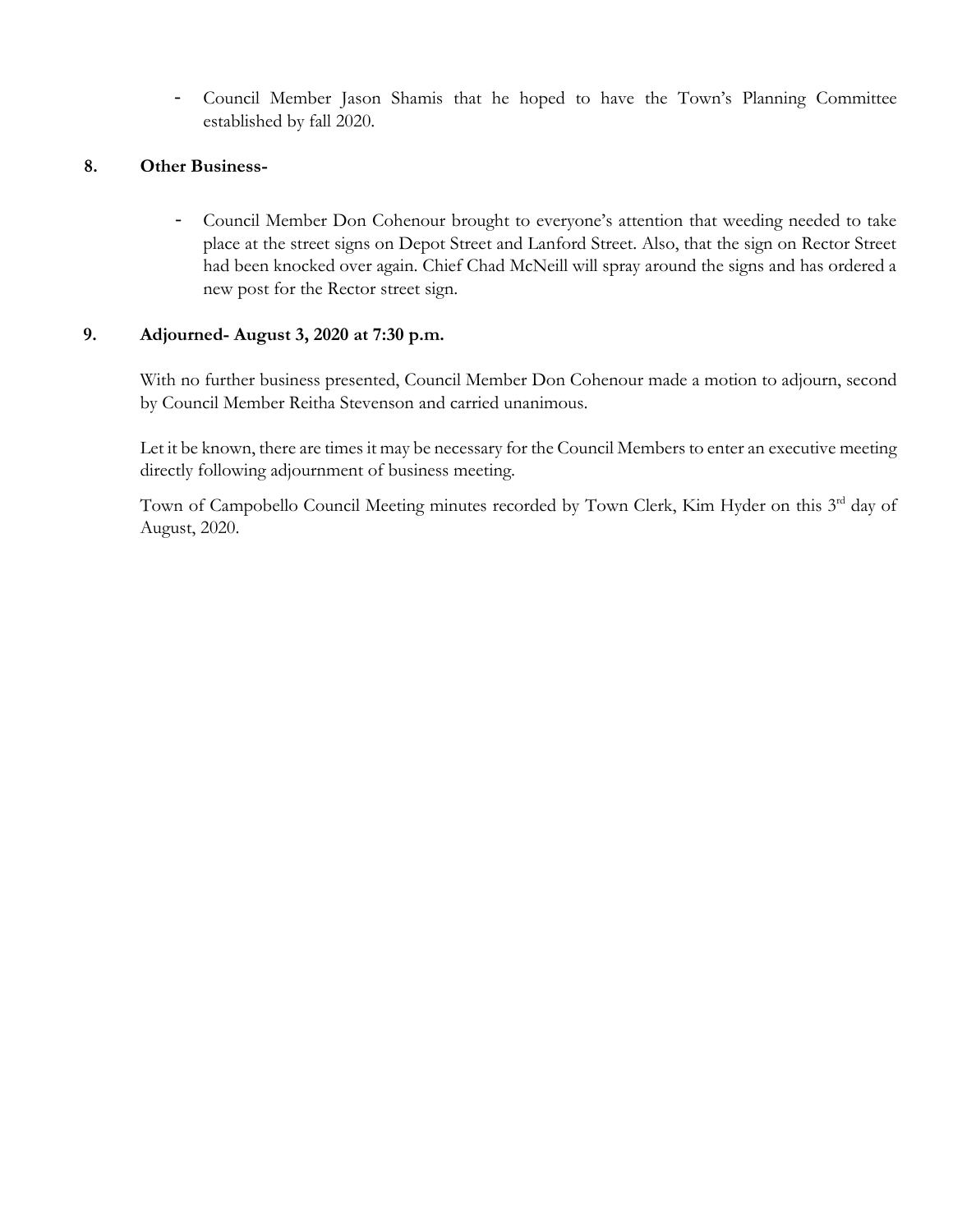- Council Member Jason Shamis that he hoped to have the Town's Planning Committee established by fall 2020.

**8. Other Business-**

- Council Member Don Cohenour brought to everyone's attention that weeding needed to take place at the street signs on Depot Street and Lanford Street. Also, that the sign on Rector Street had been knocked over again. Chief Chad McNeill will spray around the signs and has ordered a new post for the Rector street sign.

**9. Adjourned- August 3, 2020 at 7:30 p.m.**

With no further business presented, Council Member Don Cohenour made a motion to adjourn, second by Council Member Reitha Stevenson and carried unanimous.

Let it be known, there are times it may be necessary for the Council Members to enter an executive meeting directly following adjournment of business meeting.

Town of Campobello Council Meeting minutes recorded by Town Clerk, Kim Hyder on this 3rd day of August, 2020.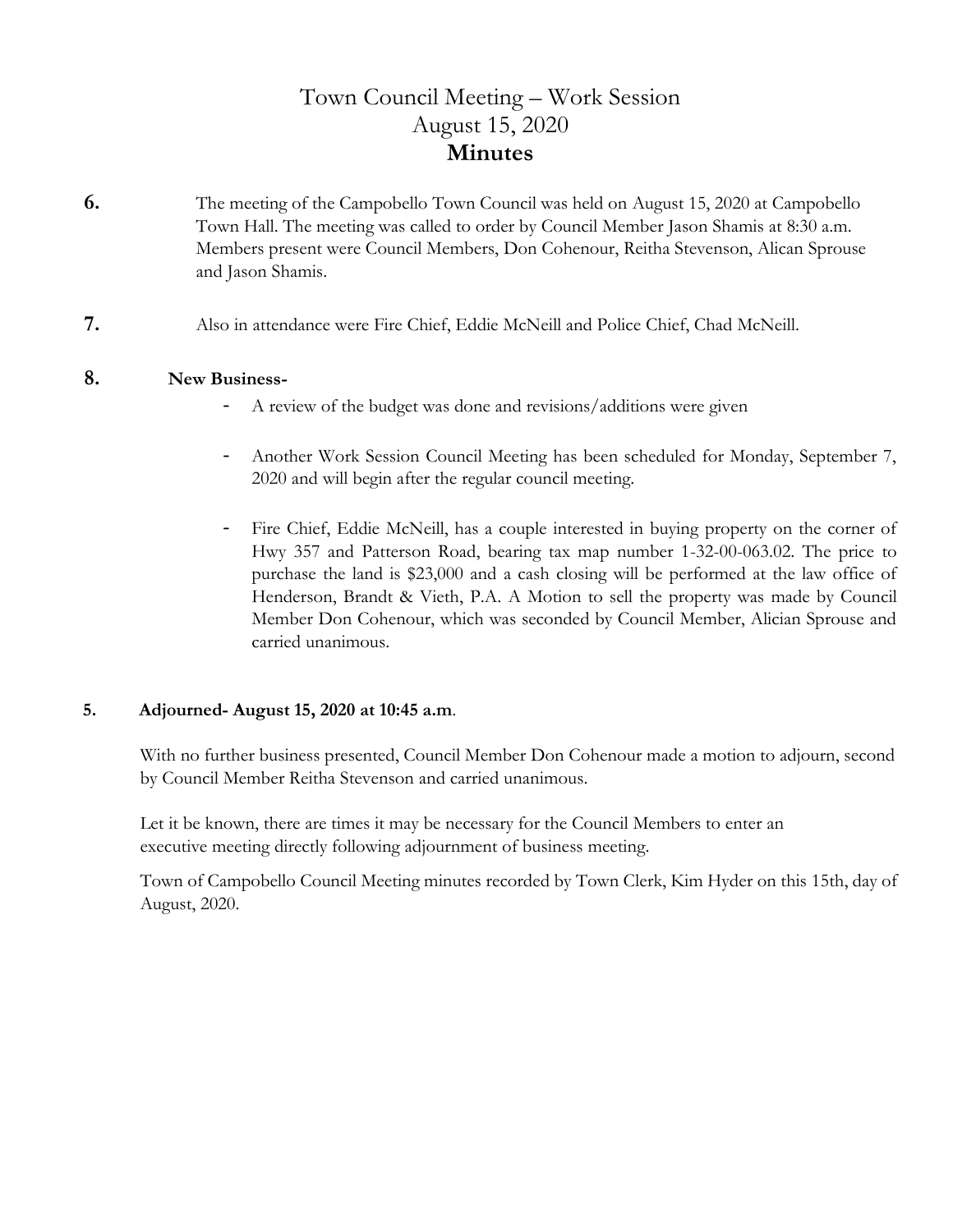# Town Council Meeting – Work Session
# August 15, 2020
# **Minutes**

**6.** The meeting of the Campobello Town Council was held on August 15, 2020 at Campobello Town Hall. The meeting was called to order by Council Member Jason Shamis at 8:30 a.m. Members present were Council Members, Don Cohenour, Reitha Stevenson, Alican Sprouse and Jason Shamis.

**7.** Also in attendance were Fire Chief, Eddie McNeill and Police Chief, Chad McNeill.

**8. New Business-**

- A review of the budget was done and revisions/additions were given
- Another Work Session Council Meeting has been scheduled for Monday, September 7, 2020 and will begin after the regular council meeting.
- Fire Chief, Eddie McNeill, has a couple interested in buying property on the corner of Hwy 357 and Patterson Road, bearing tax map number 1-32-00-063.02. The price to purchase the land is $23,000 and a cash closing will be performed at the law office of Henderson, Brandt & Vieth, P.A. A Motion to sell the property was made by Council Member Don Cohenour, which was seconded by Council Member, Alician Sprouse and carried unanimous.

**5. Adjourned- August 15, 2020 at 10:45 a.m**.

With no further business presented, Council Member Don Cohenour made a motion to adjourn, second by Council Member Reitha Stevenson and carried unanimous.

Let it be known, there are times it may be necessary for the Council Members to enter an executive meeting directly following adjournment of business meeting.

Town of Campobello Council Meeting minutes recorded by Town Clerk, Kim Hyder on this 15th, day of August, 2020.